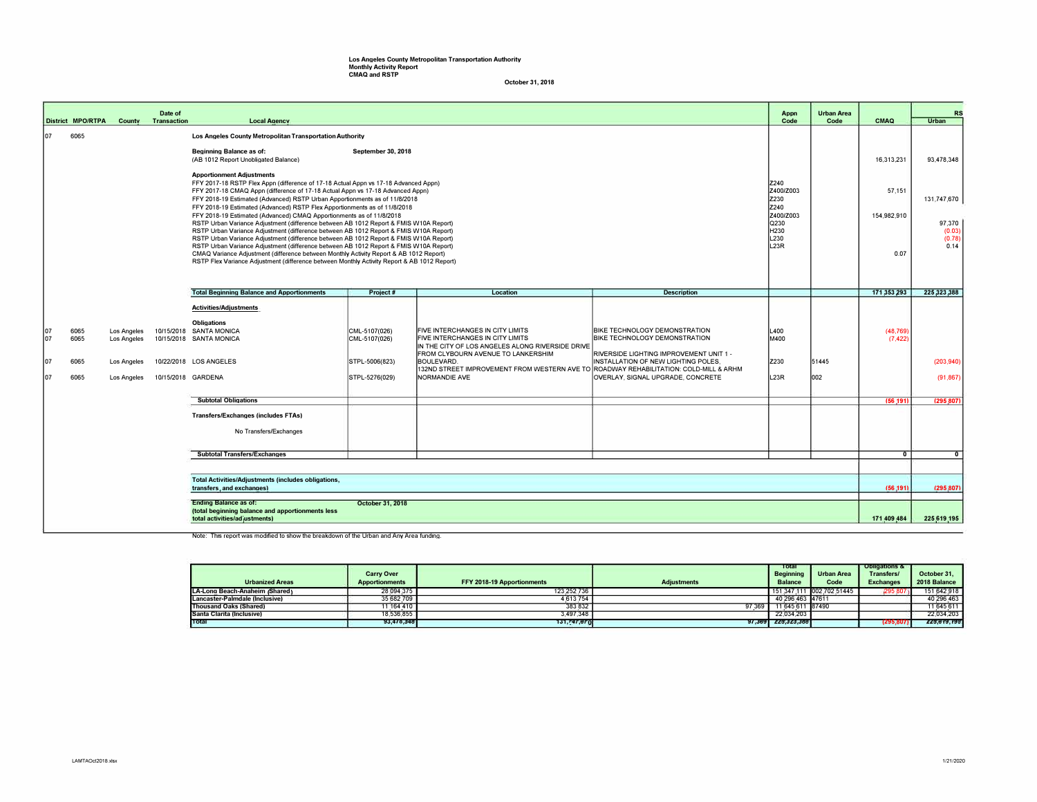**Los Angeles County Metropolitan Transportation Authority**
**Monthly Activity Report**
**CMAQ and RSTP**

**October 31, 2018**

| District | MPO/RTPA | County | Date of Transaction | Local Agency | Project # | Location | Description | Appn Code | Urban Area Code | CMAQ | RS Urban |
|---|---|---|---|---|---|---|---|---|---|---|---|
| 07 | 6065 | | | **Los Angeles County Metropolitan Transportation Authority** | | | | | | | |
| | | | | **Beginning Balance as of:** **September 30, 2018** (AB 1012 Report Unobligated Balance) | | | | | | 16,313,231 | 93,478,348 |
| | | | | **Apportionment Adjustments** | | | | | | | |
| | | | | FFY 2017-18 RSTP Flex Appn (difference of 17-18 Actual Appn vs 17-18 Advanced Appn) | | | | Z240 | | | |
| | | | | FFY 2017-18 CMAQ Appn (difference of 17-18 Actual Appn vs 17-18 Advanced Appn) | | | | Z400/Z003 | | 57,151 | |
| | | | | FFY 2018-19 Estimated (Advanced) RSTP Urban Apportionments as of 11/8/2018 | | | | Z230 | | | 131,747,670 |
| | | | | FFY 2018-19 Estimated (Advanced) RSTP Flex Apportionments as of 11/8/2018 | | | | Z240 | | | |
| | | | | FFY 2018-19 Estimated (Advanced) CMAQ Apportionments as of 11/8/2018 | | | | Z400/Z003 | | 154,982,910 | |
| | | | | RSTP Urban Variance Adjustment (difference between AB 1012 Report & FMIS W10A Report) | | | | Q230 | | | 97,370 |
| | | | | RSTP Urban Variance Adjustment (difference between AB 1012 Report & FMIS W10A Report) | | | | H230 | | | (0.03) |
| | | | | RSTP Urban Variance Adjustment (difference between AB 1012 Report & FMIS W10A Report) | | | | L230 | | | (0.78) |
| | | | | RSTP Urban Variance Adjustment (difference between AB 1012 Report & FMIS W10A Report) | | | | L23R | | | 0.14 |
| | | | | CMAQ Variance Adjustment (difference between Monthly Activity Report & AB 1012 Report) | | | | | | 0.07 | |
| | | | | RSTP Flex Variance Adjustment (difference between Monthly Activity Report & AB 1012 Report) | | | | | | | |
| | | | | **Total Beginning Balance and Apportionments** | | | | | | **171,353,293** | **225,323,388** |
| | | | | **Activities/Adjustments** | | | | | | | |
| | | | | **Obligations** | | | | | | | |
| 07 | 6065 | Los Angeles | 10/15/2018 | SANTA MONICA | CML-5107(026) | FIVE INTERCHANGES IN CITY LIMITS | BIKE TECHNOLOGY DEMONSTRATION | L400 | | (48,769) | |
| 07 | 6065 | Los Angeles | 10/15/2018 | SANTA MONICA | CML-5107(026) | FIVE INTERCHANGES IN CITY LIMITS | BIKE TECHNOLOGY DEMONSTRATION | M400 | | (7,422) | |
| 07 | 6065 | Los Angeles | 10/22/2018 | LOS ANGELES | STPL-5006(823) | IN THE CITY OF LOS ANGELES ALONG RIVERSIDE DRIVE FROM CLYBOURN AVENUE TO LANKERSHIM BOULEVARD. | RIVERSIDE LIGHTING IMPROVEMENT UNIT 1 - INSTALLATION OF NEW LIGHTING POLES, | Z230 | 51445 | | (203,940) |
| 07 | 6065 | Los Angeles | 10/15/2018 | GARDENA | STPL-5276(029) | 132ND STREET IMPROVEMENT FROM WESTERN AVE TO NORMANDIE AVE | ROADWAY REHABILITATION: COLD-MILL & ARHM OVERLAY, SIGNAL UPGRADE, CONCRETE | L23R | 002 | | (91,867) |
| | | | | **Subtotal Obligations** | | | | | | **(56,191)** | **(295,807)** |
| | | | | **Transfers/Exchanges (includes FTAs)** | | | | | | | |
| | | | | No Transfers/Exchanges | | | | | | | |
| | | | | **Subtotal Transfers/Exchanges** | | | | | | **0** | **0** |
| | | | | **Total Activities/Adjustments (includes obligations, transfers, and exchanges)** | | | | | | **(56,191)** | **(295,807)** |
| | | | | **Ending Balance as of:** **October 31, 2018** (total beginning balance and apportionments less total activities/adjustments) | | | | | | **171,409,484** | **225,619,195** |

Note: This report was modified to show the breakdown of the Urban and Any Area funding.

| Urbanized Areas | Carry Over Apportionments | FFY 2018-19 Apportionments | Adjustments | Total Beginning Balance | Urban Area Code | Obligations & Transfers/ Exchanges | October 31, 2018 Balance |
|---|---|---|---|---|---|---|---|
| LA-Long Beach-Anaheim (Shared) | 28,094,375 | 123,252,736 | | 151,347,111 | 002,702 51445 | (295,807) | 151,642,918 |
| Lancaster-Palmdale (Inclusive) | 35,682,709 | 4,613,754 | | 40,296,463 | 47611 | | 40,296,463 |
| Thousand Oaks (Shared) | 11,164,410 | 383,832 | 97,369 | 11,645,611 | 87490 | | 11,645,611 |
| Santa Clarita (Inclusive) | 18,536,855 | 3,497,348 | | 22,034,203 | | | 22,034,203 |
| Total | 93,478,348 | 131,747,670 | 97,369 | 225,323,388 | | (295,807) | 225,619,195 |

LAMTAOct2018.xlsx 1/21/2020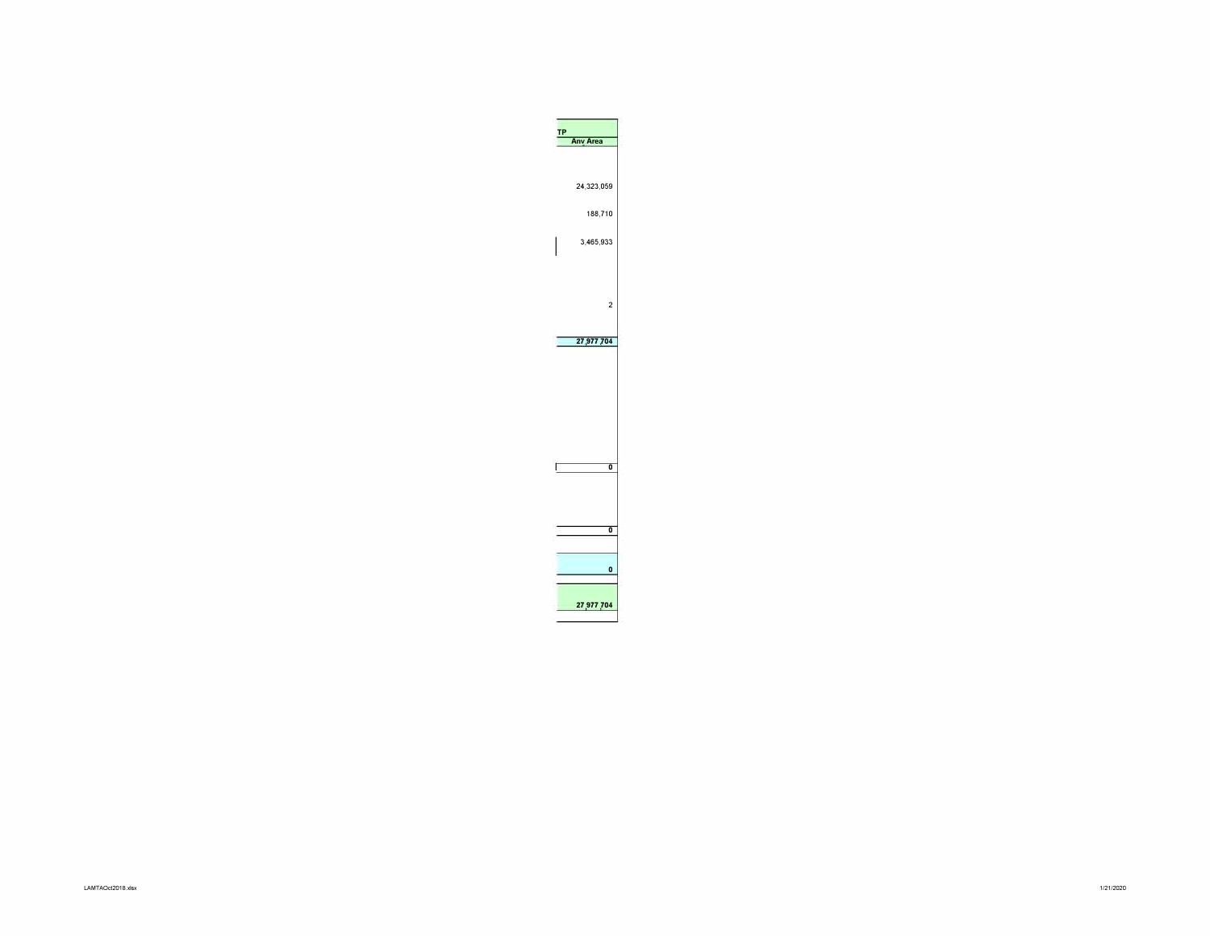| TP |
| --- |
| Any Area |
| 24,323,059 |
| 188,710 |
| 3,465,933 |
| 2 |
| **27,977,704** |
| **0** |
| **0** |
| **0** |
| **27,977,704** |